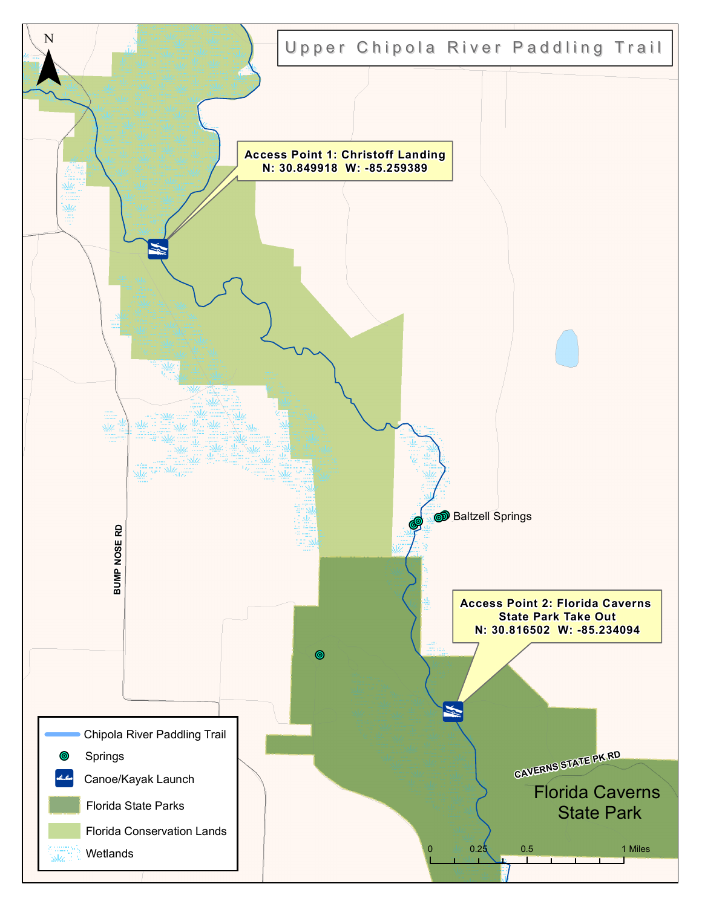# Upper Chipola River Paddling Trail

N

**Access Point 1: Christoff Landing**
**N: 30.849918 W: -85.259389**

Baltzell Springs

BUMP NOSE RD

**Access Point 2: Florida Caverns State Park Take Out**
**N: 30.816502 W: -85.234094**

CAVERNS STATE PK RD

Florida Caverns State Park

- Chipola River Paddling Trail
- Springs
- Canoe/Kayak Launch
- Florida State Parks
- Florida Conservation Lands
- Wetlands

0 0.25 0.5 1 Miles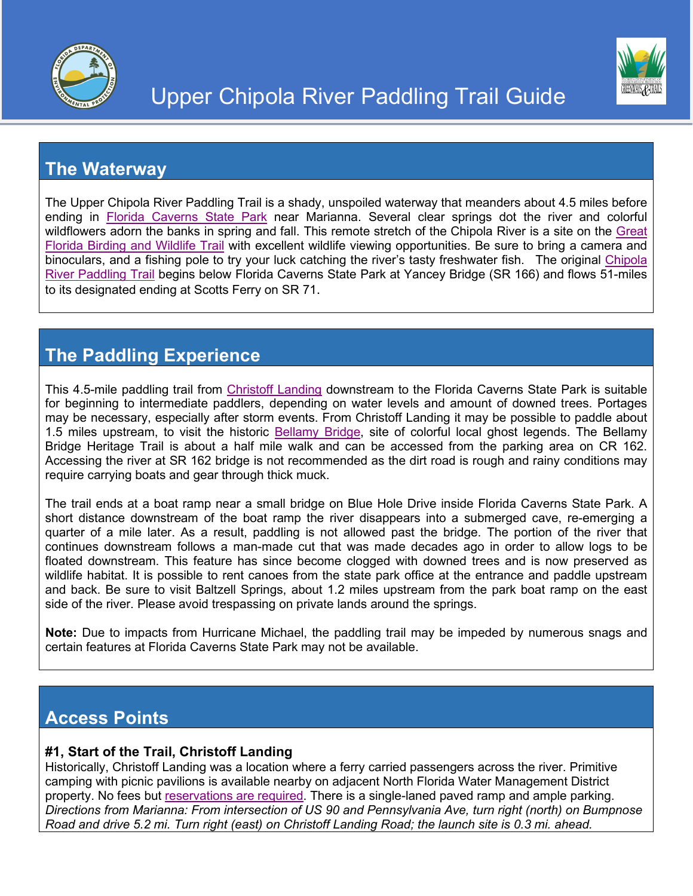# Upper Chipola River Paddling Trail Guide

## The Waterway

The Upper Chipola River Paddling Trail is a shady, unspoiled waterway that meanders about 4.5 miles before ending in Florida Caverns State Park near Marianna. Several clear springs dot the river and colorful wildflowers adorn the banks in spring and fall. This remote stretch of the Chipola River is a site on the Great Florida Birding and Wildlife Trail with excellent wildlife viewing opportunities. Be sure to bring a camera and binoculars, and a fishing pole to try your luck catching the river's tasty freshwater fish. The original Chipola River Paddling Trail begins below Florida Caverns State Park at Yancey Bridge (SR 166) and flows 51-miles to its designated ending at Scotts Ferry on SR 71.

## The Paddling Experience

This 4.5-mile paddling trail from Christoff Landing downstream to the Florida Caverns State Park is suitable for beginning to intermediate paddlers, depending on water levels and amount of downed trees. Portages may be necessary, especially after storm events. From Christoff Landing it may be possible to paddle about 1.5 miles upstream, to visit the historic Bellamy Bridge, site of colorful local ghost legends. The Bellamy Bridge Heritage Trail is about a half mile walk and can be accessed from the parking area on CR 162. Accessing the river at SR 162 bridge is not recommended as the dirt road is rough and rainy conditions may require carrying boats and gear through thick muck.

The trail ends at a boat ramp near a small bridge on Blue Hole Drive inside Florida Caverns State Park. A short distance downstream of the boat ramp the river disappears into a submerged cave, re-emerging a quarter of a mile later. As a result, paddling is not allowed past the bridge. The portion of the river that continues downstream follows a man-made cut that was made decades ago in order to allow logs to be floated downstream. This feature has since become clogged with downed trees and is now preserved as wildlife habitat. It is possible to rent canoes from the state park office at the entrance and paddle upstream and back. Be sure to visit Baltzell Springs, about 1.2 miles upstream from the park boat ramp on the east side of the river. Please avoid trespassing on private lands around the springs.

**Note:** Due to impacts from Hurricane Michael, the paddling trail may be impeded by numerous snags and certain features at Florida Caverns State Park may not be available.

## Access Points

**#1, Start of the Trail, Christoff Landing**
Historically, Christoff Landing was a location where a ferry carried passengers across the river. Primitive camping with picnic pavilions is available nearby on adjacent North Florida Water Management District property. No fees but reservations are required. There is a single-laned paved ramp and ample parking.
*Directions from Marianna: From intersection of US 90 and Pennsylvania Ave, turn right (north) on Bumpnose Road and drive 5.2 mi. Turn right (east) on Christoff Landing Road; the launch site is 0.3 mi. ahead.*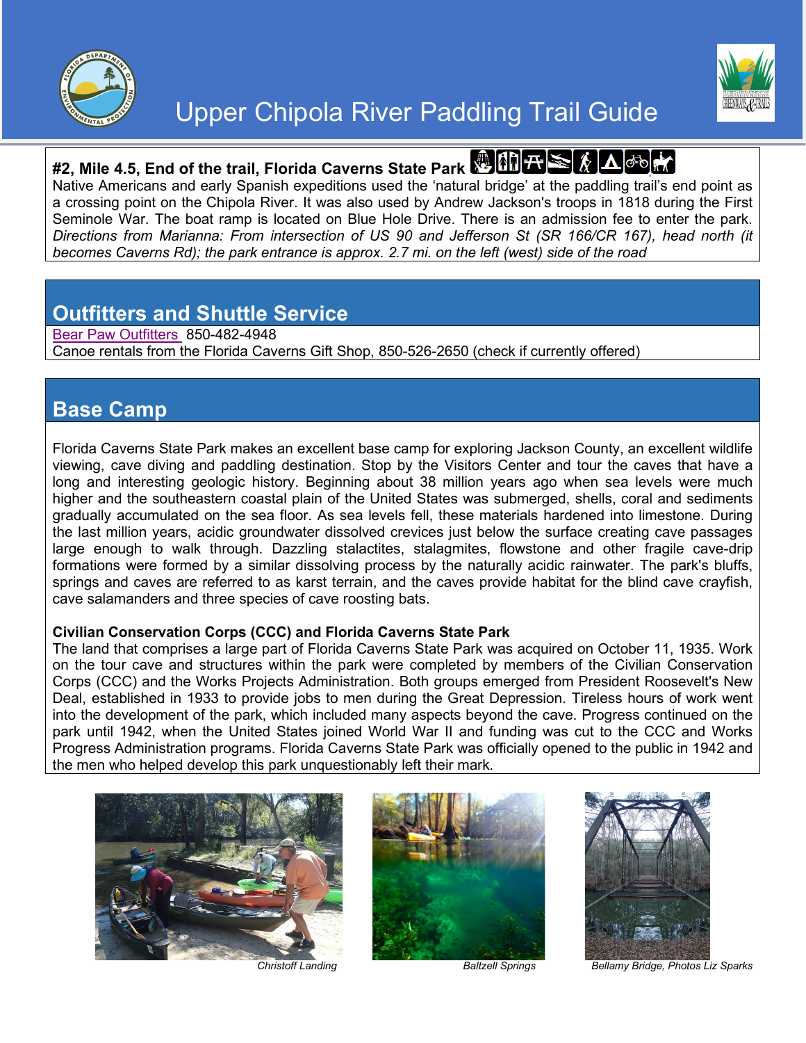# Upper Chipola River Paddling Trail Guide

**#2, Mile 4.5, End of the trail, Florida Caverns State Park**

Native Americans and early Spanish expeditions used the 'natural bridge' at the paddling trail's end point as a crossing point on the Chipola River. It was also used by Andrew Jackson's troops in 1818 during the First Seminole War. The boat ramp is located on Blue Hole Drive. There is an admission fee to enter the park. *Directions from Marianna: From intersection of US 90 and Jefferson St (SR 166/CR 167), head north (it becomes Caverns Rd); the park entrance is approx. 2.7 mi. on the left (west) side of the road*

## Outfitters and Shuttle Service

Bear Paw Outfitters 850-482-4948

Canoe rentals from the Florida Caverns Gift Shop, 850-526-2650 (check if currently offered)

## Base Camp

Florida Caverns State Park makes an excellent base camp for exploring Jackson County, an excellent wildlife viewing, cave diving and paddling destination. Stop by the Visitors Center and tour the caves that have a long and interesting geologic history. Beginning about 38 million years ago when sea levels were much higher and the southeastern coastal plain of the United States was submerged, shells, coral and sediments gradually accumulated on the sea floor. As sea levels fell, these materials hardened into limestone. During the last million years, acidic groundwater dissolved crevices just below the surface creating cave passages large enough to walk through. Dazzling stalactites, stalagmites, flowstone and other fragile cave-drip formations were formed by a similar dissolving process by the naturally acidic rainwater. The park's bluffs, springs and caves are referred to as karst terrain, and the caves provide habitat for the blind cave crayfish, cave salamanders and three species of cave roosting bats.

**Civilian Conservation Corps (CCC) and Florida Caverns State Park**

The land that comprises a large part of Florida Caverns State Park was acquired on October 11, 1935. Work on the tour cave and structures within the park were completed by members of the Civilian Conservation Corps (CCC) and the Works Projects Administration. Both groups emerged from President Roosevelt's New Deal, established in 1933 to provide jobs to men during the Great Depression. Tireless hours of work went into the development of the park, which included many aspects beyond the cave. Progress continued on the park until 1942, when the United States joined World War II and funding was cut to the CCC and Works Progress Administration programs. Florida Caverns State Park was officially opened to the public in 1942 and the men who helped develop this park unquestionably left their mark.

*Christoff Landing*

*Baltzell Springs*

*Bellamy Bridge, Photos Liz Sparks*